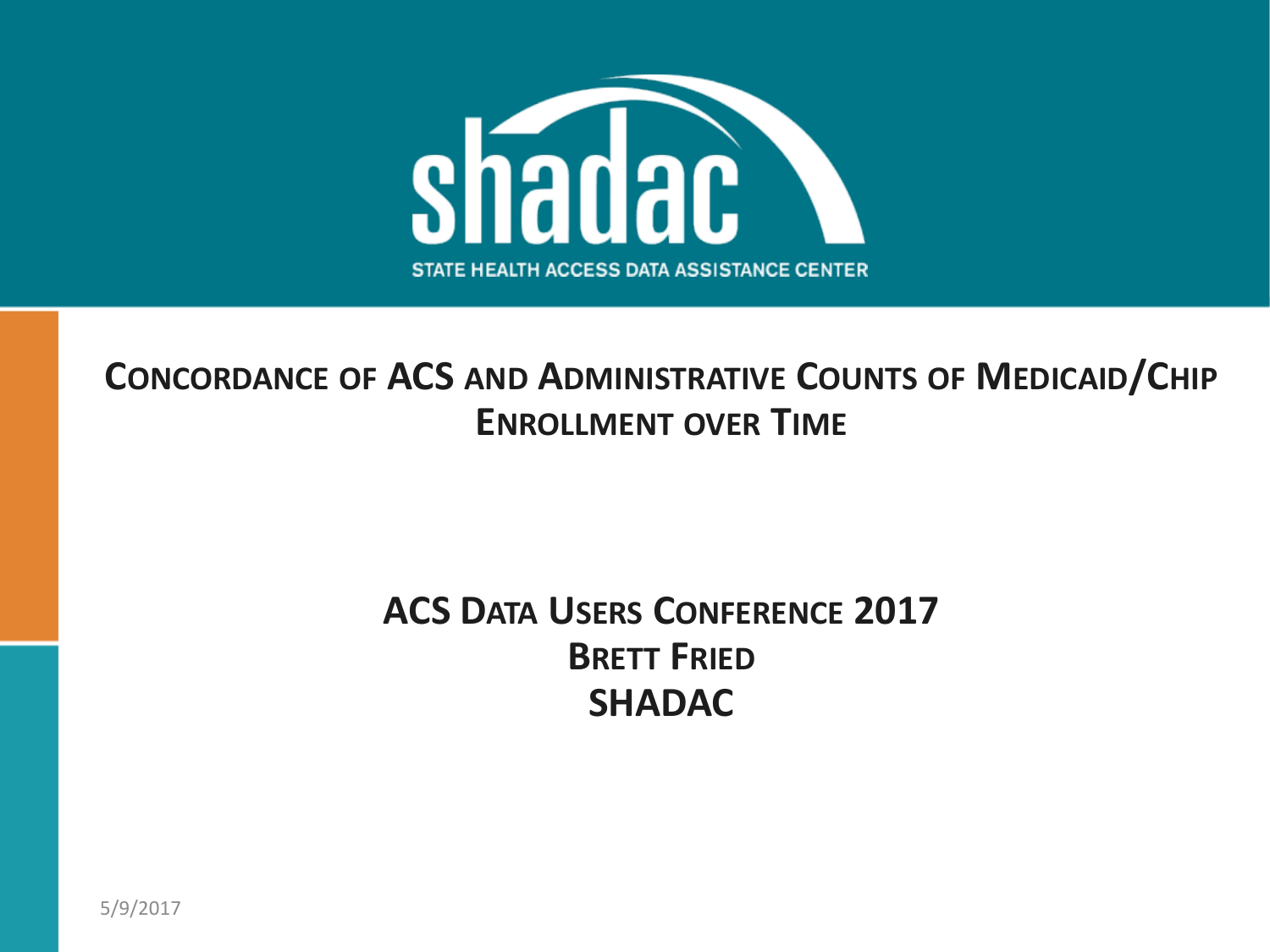shadac

STATE HEALTH ACCESS DATA ASSISTANCE CENTER

# Concordance of ACS and Administrative Counts of Medicaid/CHIP Enrollment over Time

**ACS Data Users Conference 2017**

**Brett Fried**

**SHADAC**

5/9/2017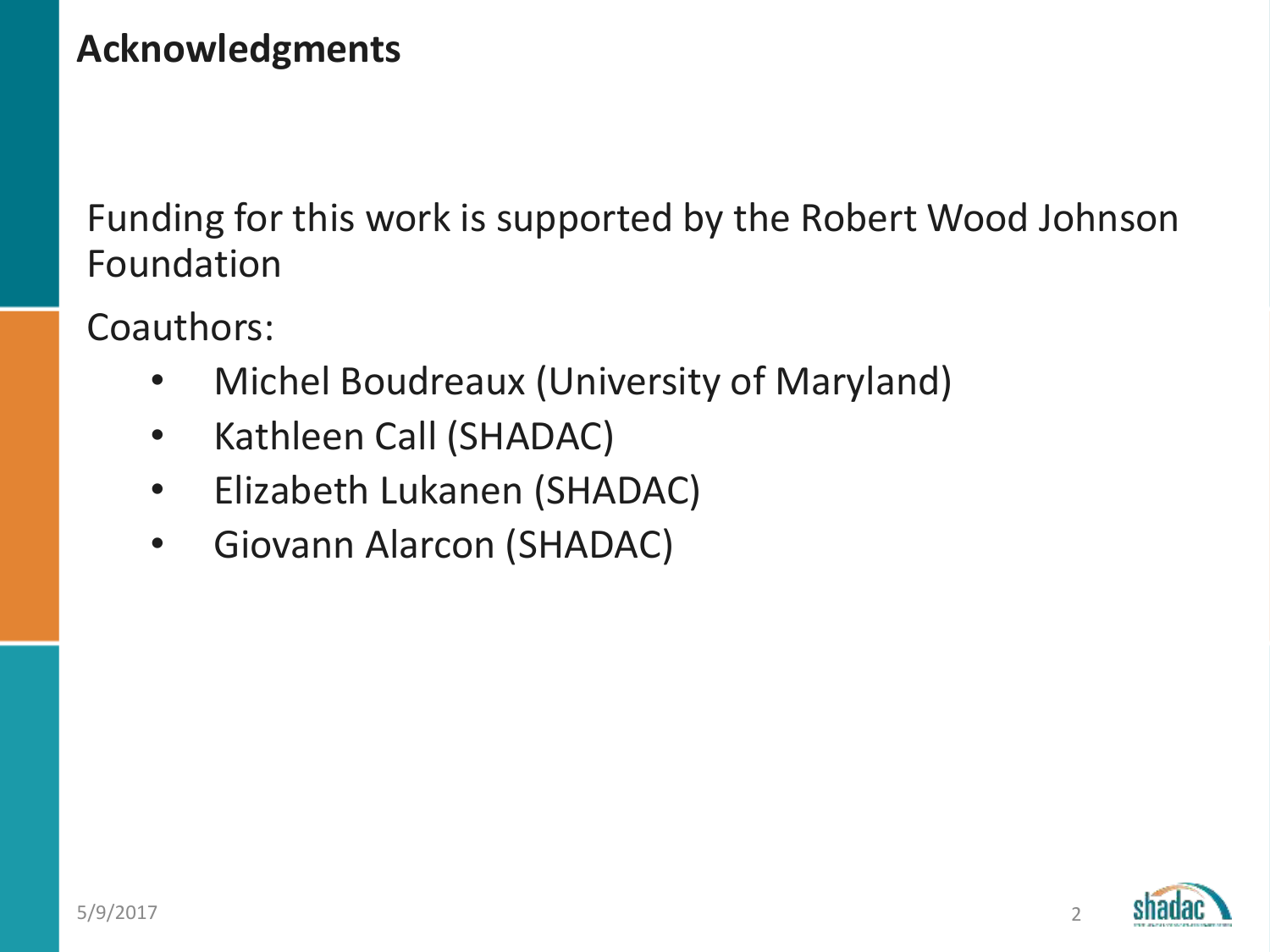## Acknowledgments

Funding for this work is supported by the Robert Wood Johnson Foundation

Coauthors:

- Michel Boudreaux (University of Maryland)
- Kathleen Call (SHADAC)
- Elizabeth Lukanen (SHADAC)
- Giovann Alarcon (SHADAC)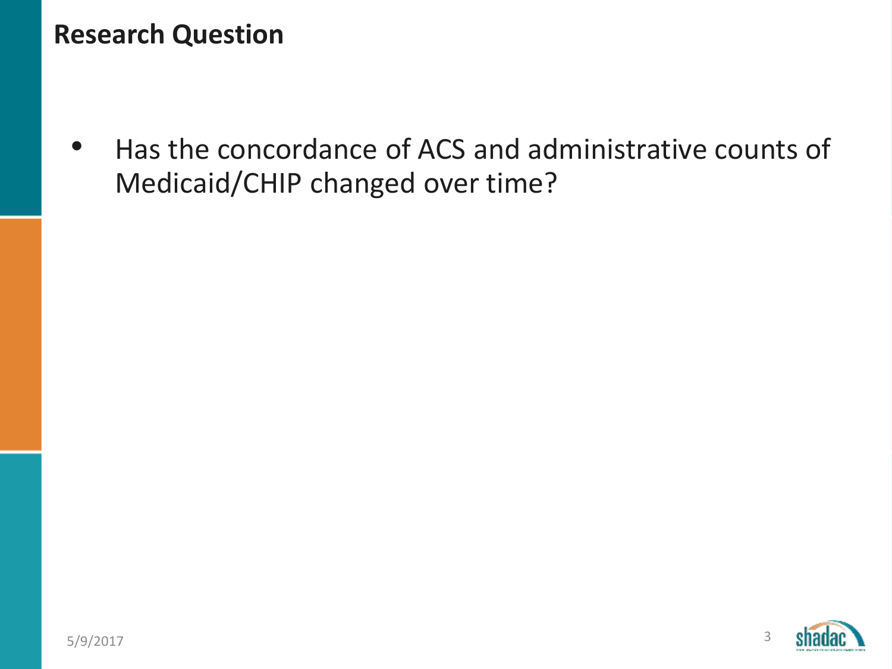## Research Question

- Has the concordance of ACS and administrative counts of Medicaid/CHIP changed over time?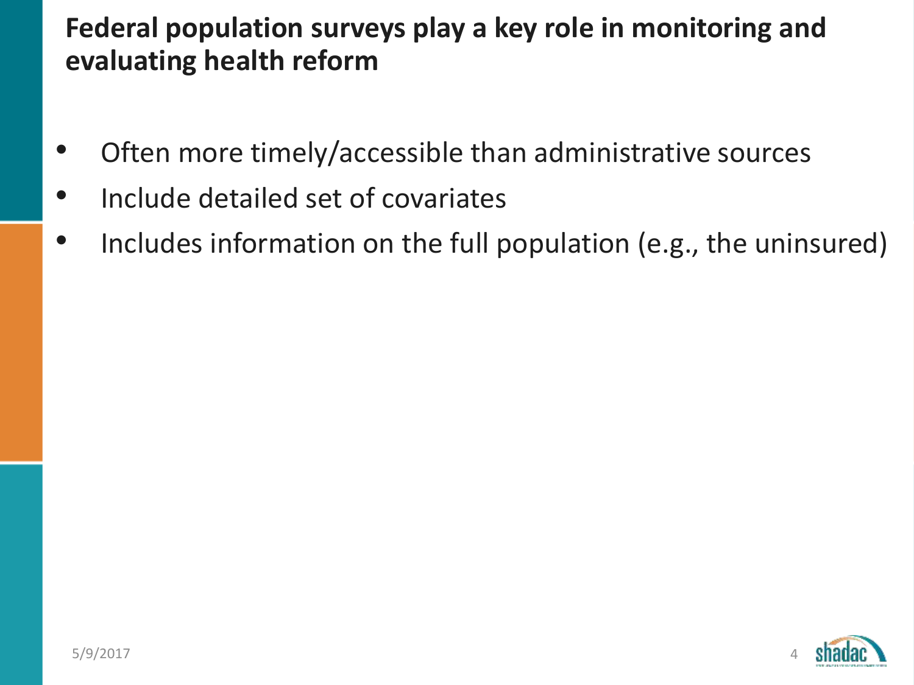# Federal population surveys play a key role in monitoring and evaluating health reform

- Often more timely/accessible than administrative sources
- Include detailed set of covariates
- Includes information on the full population (e.g., the uninsured)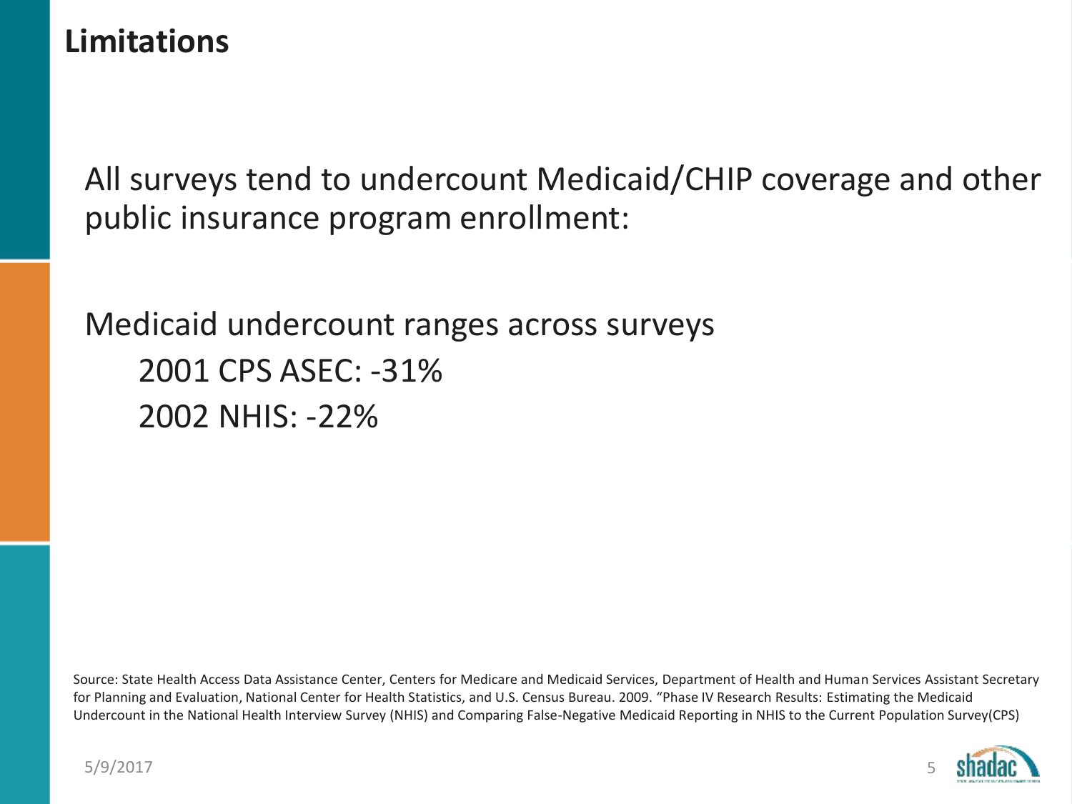# Limitations

All surveys tend to undercount Medicaid/CHIP coverage and other public insurance program enrollment:

Medicaid undercount ranges across surveys

- 2001 CPS ASEC: -31%
- 2002 NHIS: -22%

Source: State Health Access Data Assistance Center, Centers for Medicare and Medicaid Services, Department of Health and Human Services Assistant Secretary for Planning and Evaluation, National Center for Health Statistics, and U.S. Census Bureau. 2009. "Phase IV Research Results: Estimating the Medicaid Undercount in the National Health Interview Survey (NHIS) and Comparing False-Negative Medicaid Reporting in NHIS to the Current Population Survey(CPS)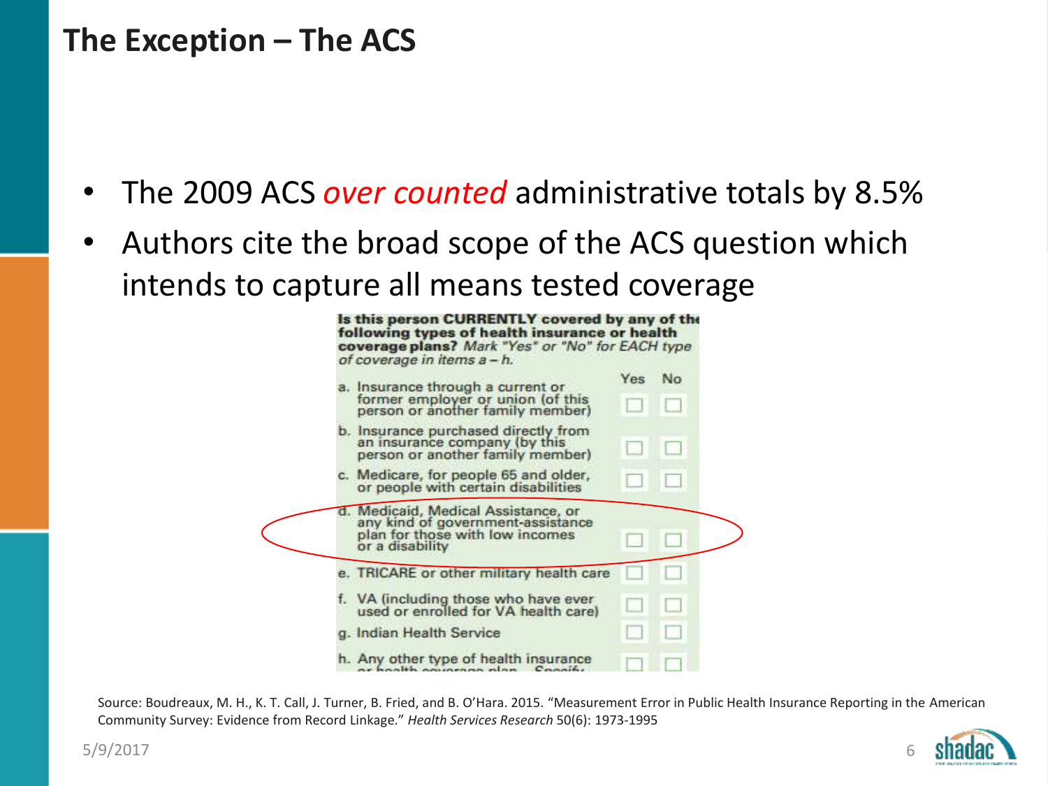# The Exception – The ACS

- The 2009 ACS *over counted* administrative totals by 8.5%
- Authors cite the broad scope of the ACS question which intends to capture all means tested coverage

**Is this person CURRENTLY covered by any of the following types of health insurance or health coverage plans?** *Mark "Yes" or "No" for EACH type of coverage in items a – h.*

| | Yes | No |
|---|---|---|
| a. Insurance through a current or former employer or union (of this person or another family member) | ☐ | ☐ |
| b. Insurance purchased directly from an insurance company (by this person or another family member) | ☐ | ☐ |
| c. Medicare, for people 65 and older, or people with certain disabilities | ☐ | ☐ |
| d. Medicaid, Medical Assistance, or any kind of government-assistance plan for those with low incomes or a disability | ☐ | ☐ |
| e. TRICARE or other military health care | ☐ | ☐ |
| f. VA (including those who have ever used or enrolled for VA health care) | ☐ | ☐ |
| g. Indian Health Service | ☐ | ☐ |
| h. Any other type of health insurance or health coverage plan – Specify | ☐ | ☐ |

Source: Boudreaux, M. H., K. T. Call, J. Turner, B. Fried, and B. O'Hara. 2015. "Measurement Error in Public Health Insurance Reporting in the American Community Survey: Evidence from Record Linkage." *Health Services Research* 50(6): 1973-1995

5/9/2017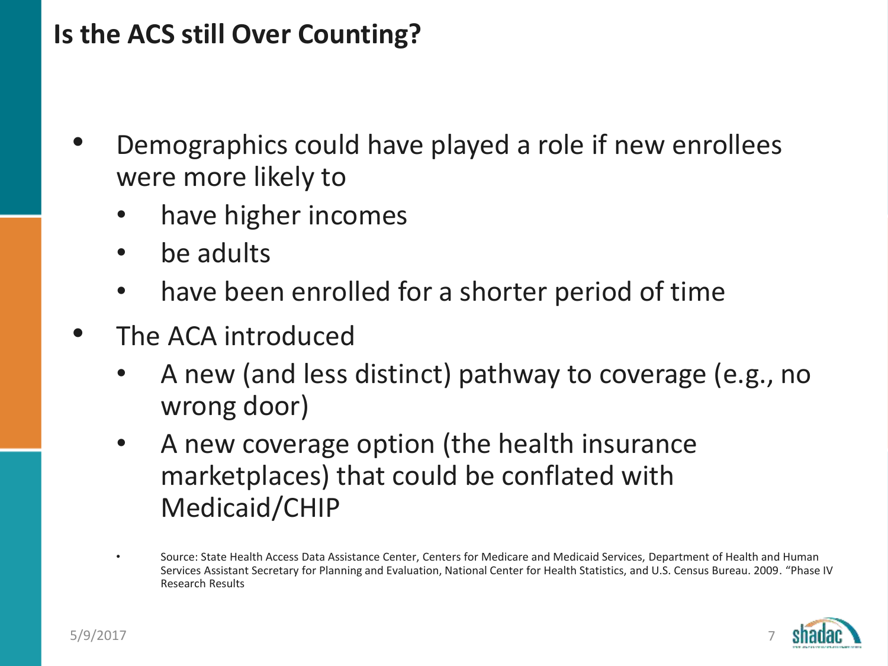# Is the ACS still Over Counting?

- Demographics could have played a role if new enrollees were more likely to
  - have higher incomes
  - be adults
  - have been enrolled for a shorter period of time
- The ACA introduced
  - A new (and less distinct) pathway to coverage (e.g., no wrong door)
  - A new coverage option (the health insurance marketplaces) that could be conflated with Medicaid/CHIP

- Source: State Health Access Data Assistance Center, Centers for Medicare and Medicaid Services, Department of Health and Human Services Assistant Secretary for Planning and Evaluation, National Center for Health Statistics, and U.S. Census Bureau. 2009. "Phase IV Research Results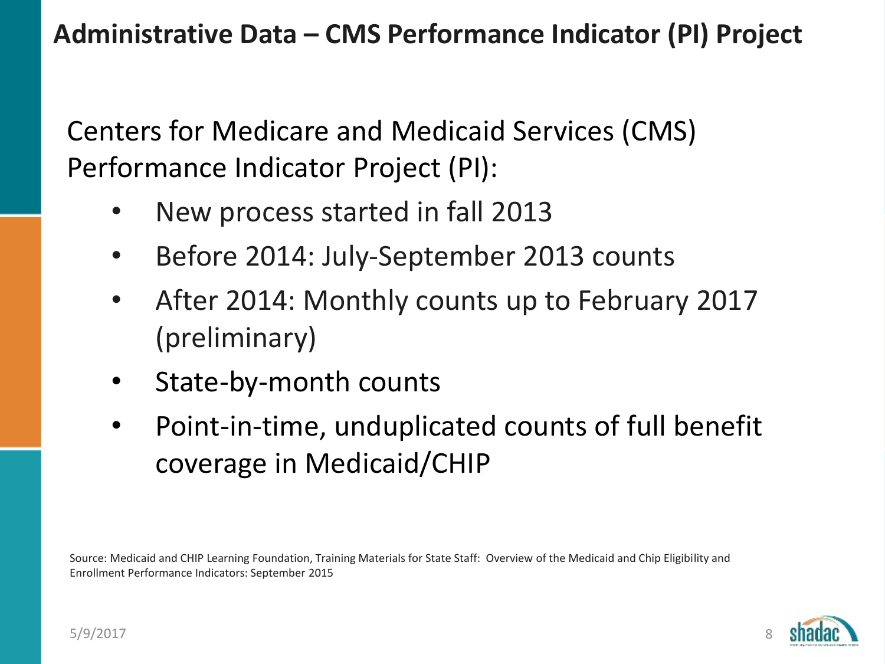# Administrative Data – CMS Performance Indicator (PI) Project

Centers for Medicare and Medicaid Services (CMS) Performance Indicator Project (PI):

- New process started in fall 2013
- Before 2014: July-September 2013 counts
- After 2014: Monthly counts up to February 2017 (preliminary)
- State-by-month counts
- Point-in-time, unduplicated counts of full benefit coverage in Medicaid/CHIP

Source: Medicaid and CHIP Learning Foundation, Training Materials for State Staff: Overview of the Medicaid and Chip Eligibility and Enrollment Performance Indicators: September 2015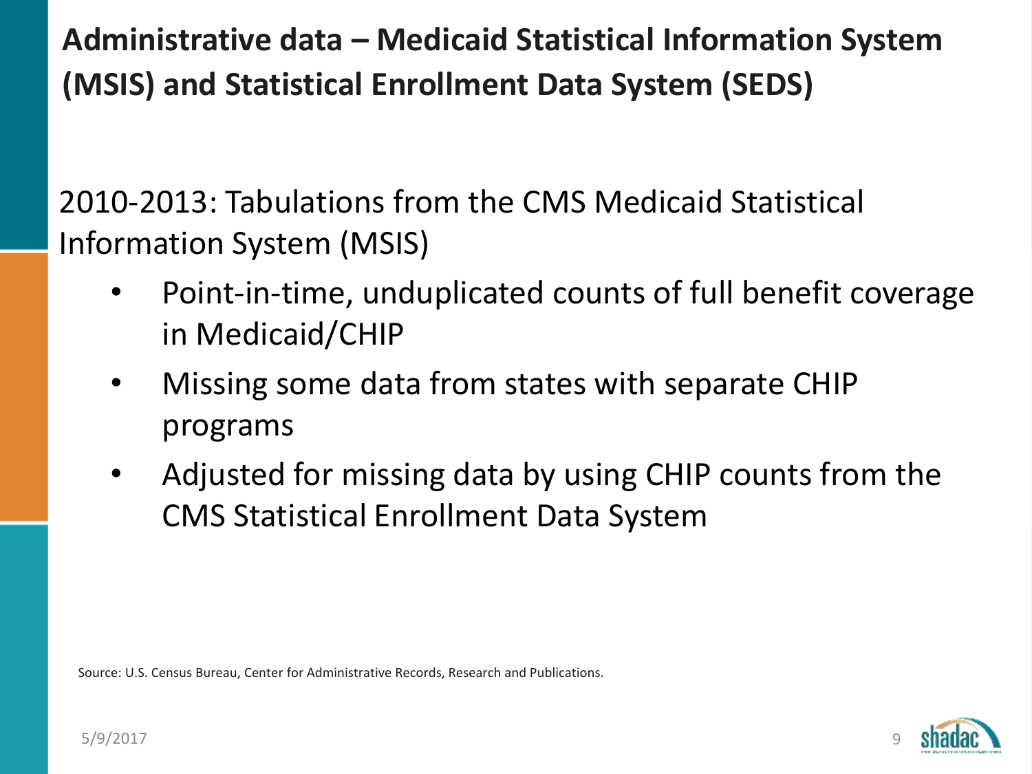# Administrative data – Medicaid Statistical Information System (MSIS) and Statistical Enrollment Data System (SEDS)

2010-2013: Tabulations from the CMS Medicaid Statistical Information System (MSIS)

- Point-in-time, unduplicated counts of full benefit coverage in Medicaid/CHIP
- Missing some data from states with separate CHIP programs
- Adjusted for missing data by using CHIP counts from the CMS Statistical Enrollment Data System

Source: U.S. Census Bureau, Center for Administrative Records, Research and Publications.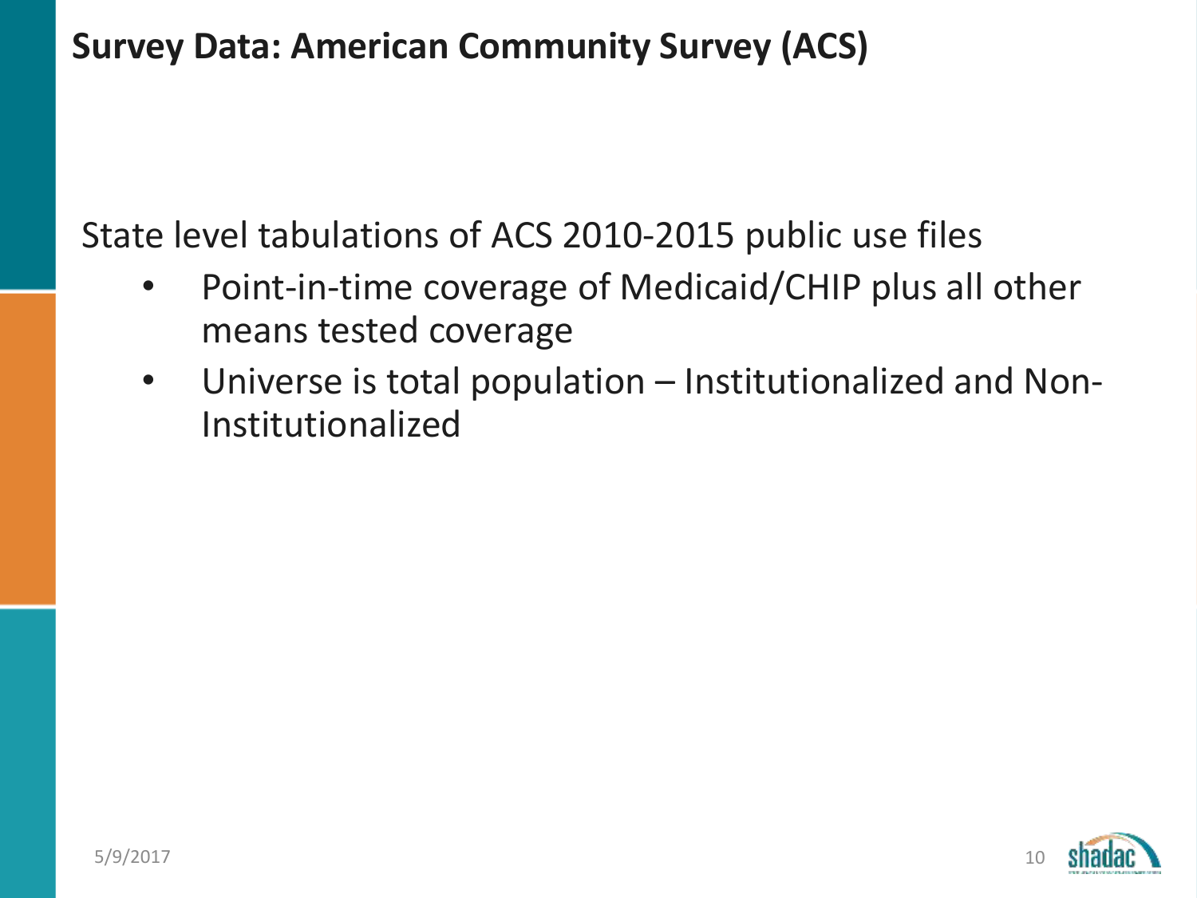# Survey Data: American Community Survey (ACS)

State level tabulations of ACS 2010-2015 public use files

- Point-in-time coverage of Medicaid/CHIP plus all other means tested coverage
- Universe is total population – Institutionalized and Non-Institutionalized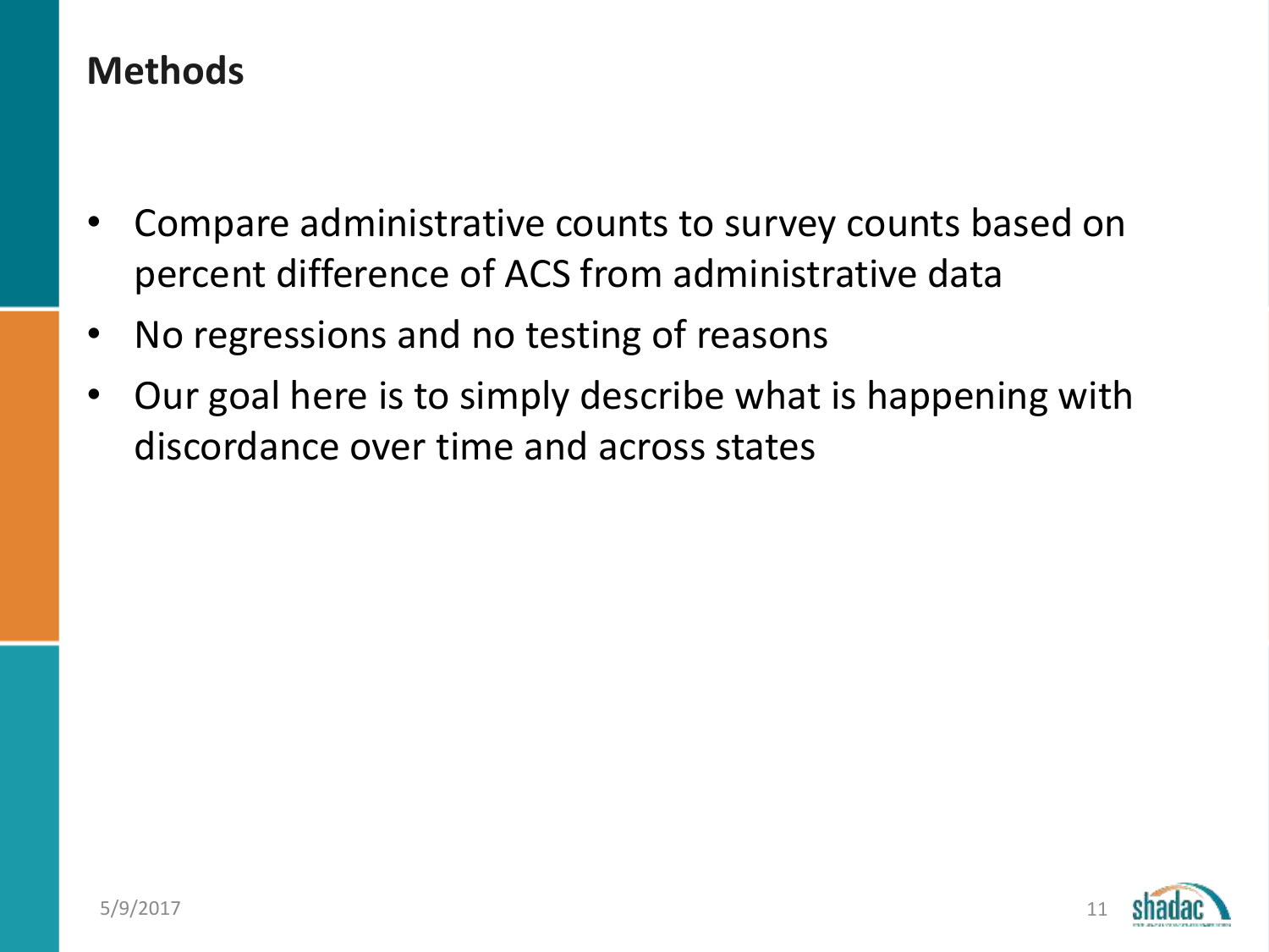## Methods

- Compare administrative counts to survey counts based on percent difference of ACS from administrative data
- No regressions and no testing of reasons
- Our goal here is to simply describe what is happening with discordance over time and across states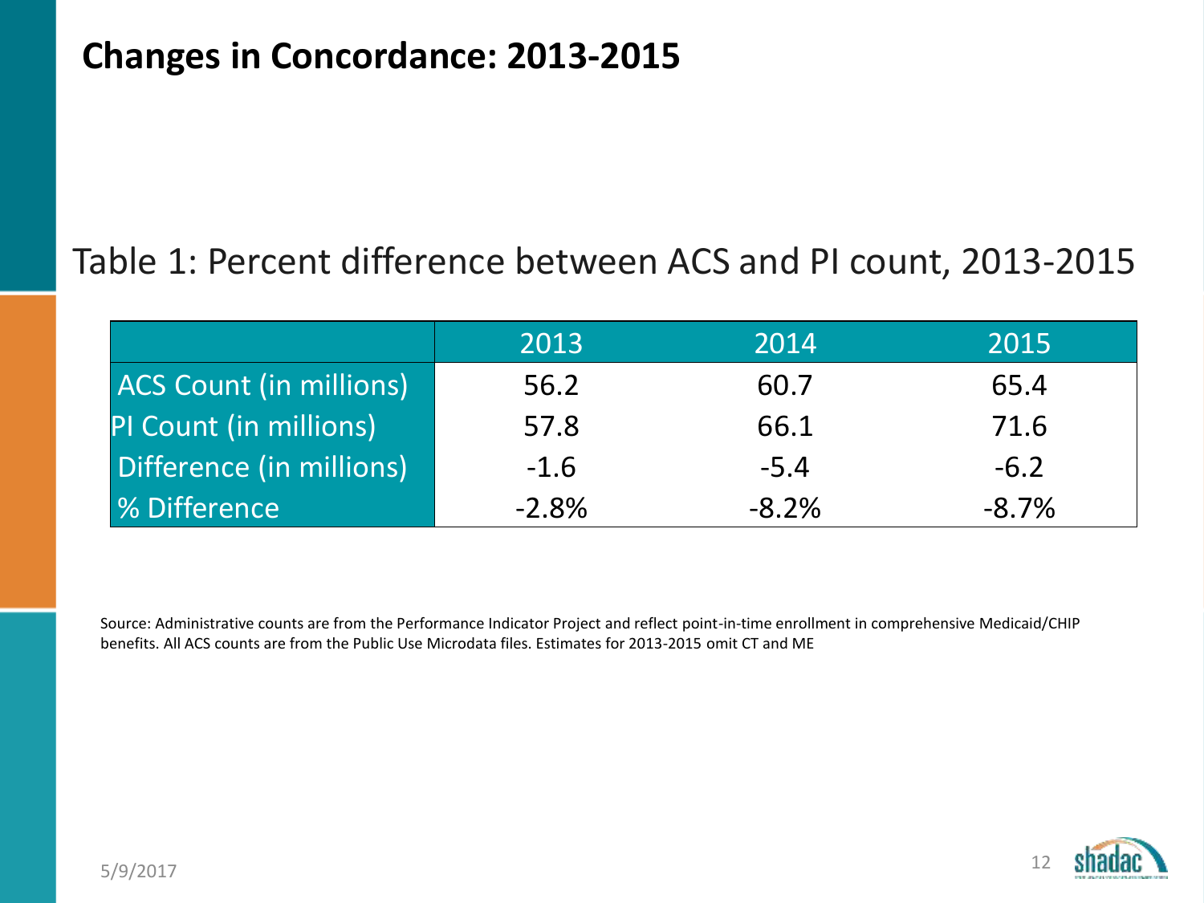# Changes in Concordance: 2013-2015

Table 1: Percent difference between ACS and PI count, 2013-2015

| | 2013 | 2014 | 2015 |
|---|---|---|---|
| ACS Count (in millions) | 56.2 | 60.7 | 65.4 |
| PI Count (in millions) | 57.8 | 66.1 | 71.6 |
| Difference (in millions) | -1.6 | -5.4 | -6.2 |
| % Difference | -2.8% | -8.2% | -8.7% |

Source: Administrative counts are from the Performance Indicator Project and reflect point-in-time enrollment in comprehensive Medicaid/CHIP benefits. All ACS counts are from the Public Use Microdata files. Estimates for 2013-2015 omit CT and ME

5/9/2017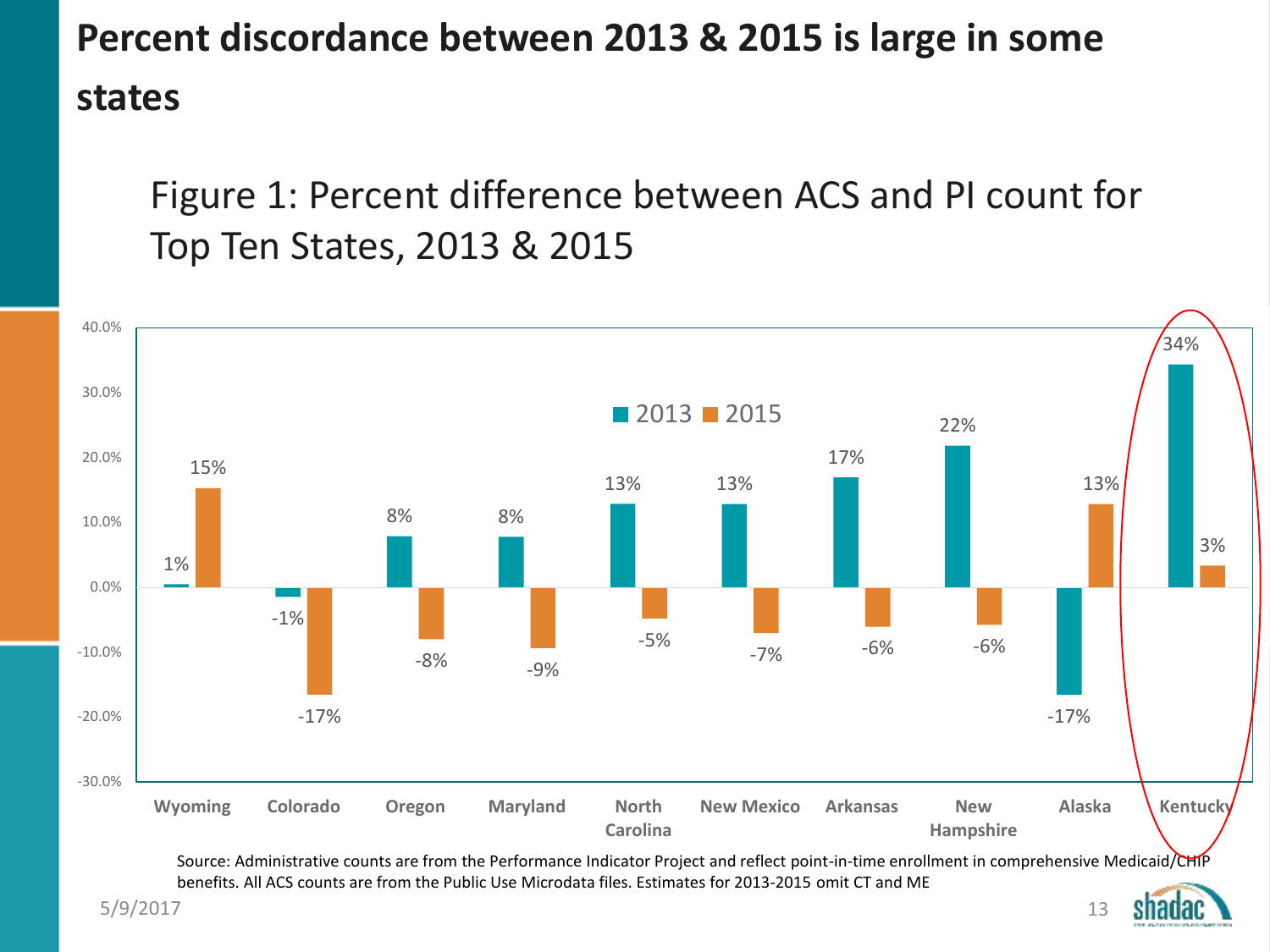# Percent discordance between 2013 & 2015 is large in some states

## Figure 1: Percent difference between ACS and PI count for Top Ten States, 2013 & 2015

| State | 2013 | 2015 |
|---|---|---|
| Wyoming | 1% | 15% |
| Colorado | -1% | -17% |
| Oregon | 8% | -8% |
| Maryland | 8% | -9% |
| North Carolina | 13% | -5% |
| New Mexico | 13% | -7% |
| Arkansas | 17% | -6% |
| New Hampshire | 22% | -6% |
| Alaska | -17% | 13% |
| Kentucky | 34% | 3% |

Source: Administrative counts are from the Performance Indicator Project and reflect point-in-time enrollment in comprehensive Medicaid/CHIP benefits. All ACS counts are from the Public Use Microdata files. Estimates for 2013-2015 omit CT and ME

5/9/2017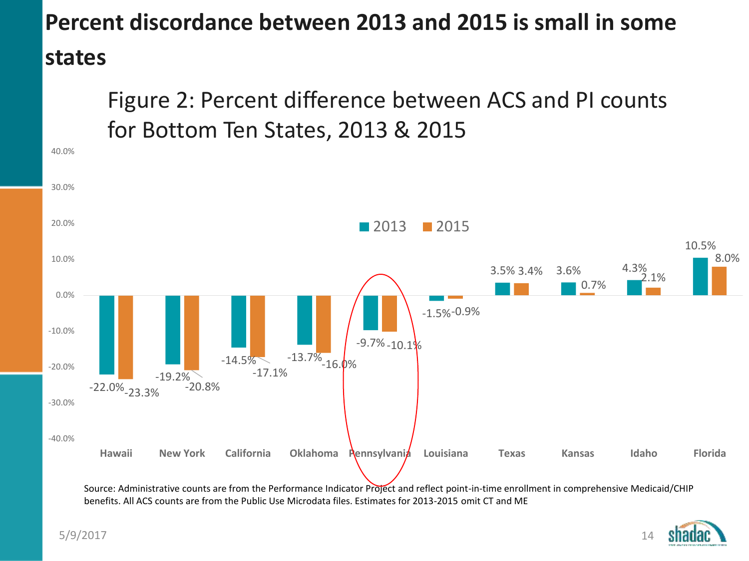# Percent discordance between 2013 and 2015 is small in some states

Figure 2: Percent difference between ACS and PI counts for Bottom Ten States, 2013 & 2015

| State | 2013 | 2015 |
|---|---|---|
| Hawaii | -22.0% | -23.3% |
| New York | -19.2% | -20.8% |
| California | -14.5% | -17.1% |
| Oklahoma | -13.7% | -16.0% |
| Pennsylvania | -9.7% | -10.1% |
| Louisiana | -1.5% | -0.9% |
| Texas | 3.5% | 3.4% |
| Kansas | 3.6% | 0.7% |
| Idaho | 4.3% | 2.1% |
| Florida | 10.5% | 8.0% |

Source: Administrative counts are from the Performance Indicator Project and reflect point-in-time enrollment in comprehensive Medicaid/CHIP benefits. All ACS counts are from the Public Use Microdata files. Estimates for 2013-2015 omit CT and ME

5/9/2017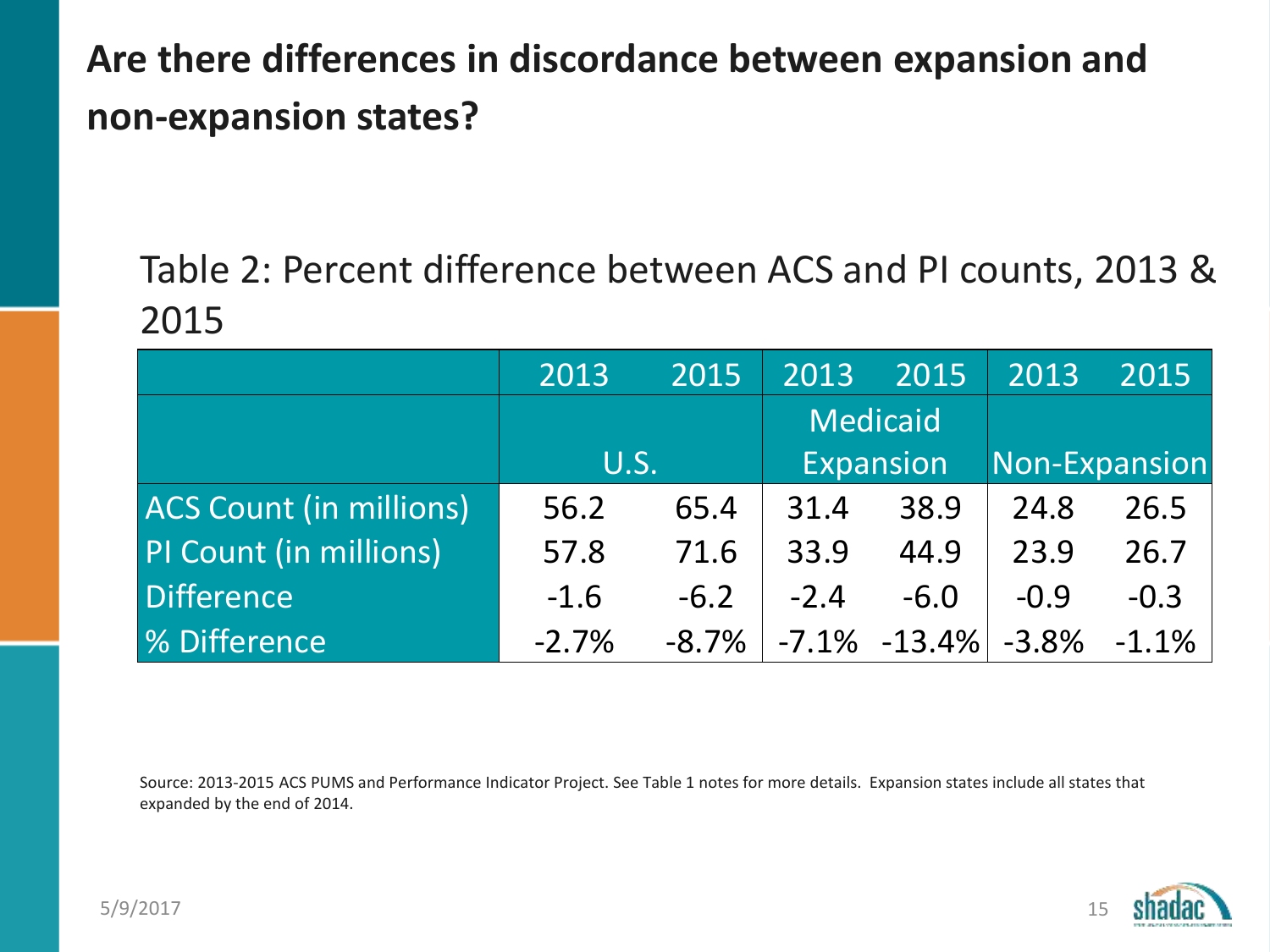# Are there differences in discordance between expansion and non-expansion states?

Table 2: Percent difference between ACS and PI counts, 2013 & 2015

| | 2013 | 2015 | 2013 | 2015 | 2013 | 2015 |
|---|---|---|---|---|---|---|
| | U.S. | | Medicaid Expansion | | Non-Expansion | |
| ACS Count (in millions) | 56.2 | 65.4 | 31.4 | 38.9 | 24.8 | 26.5 |
| PI Count (in millions) | 57.8 | 71.6 | 33.9 | 44.9 | 23.9 | 26.7 |
| Difference | -1.6 | -6.2 | -2.4 | -6.0 | -0.9 | -0.3 |
| % Difference | -2.7% | -8.7% | -7.1% | -13.4% | -3.8% | -1.1% |

Source: 2013-2015 ACS PUMS and Performance Indicator Project. See Table 1 notes for more details. Expansion states include all states that expanded by the end of 2014.

5/9/2017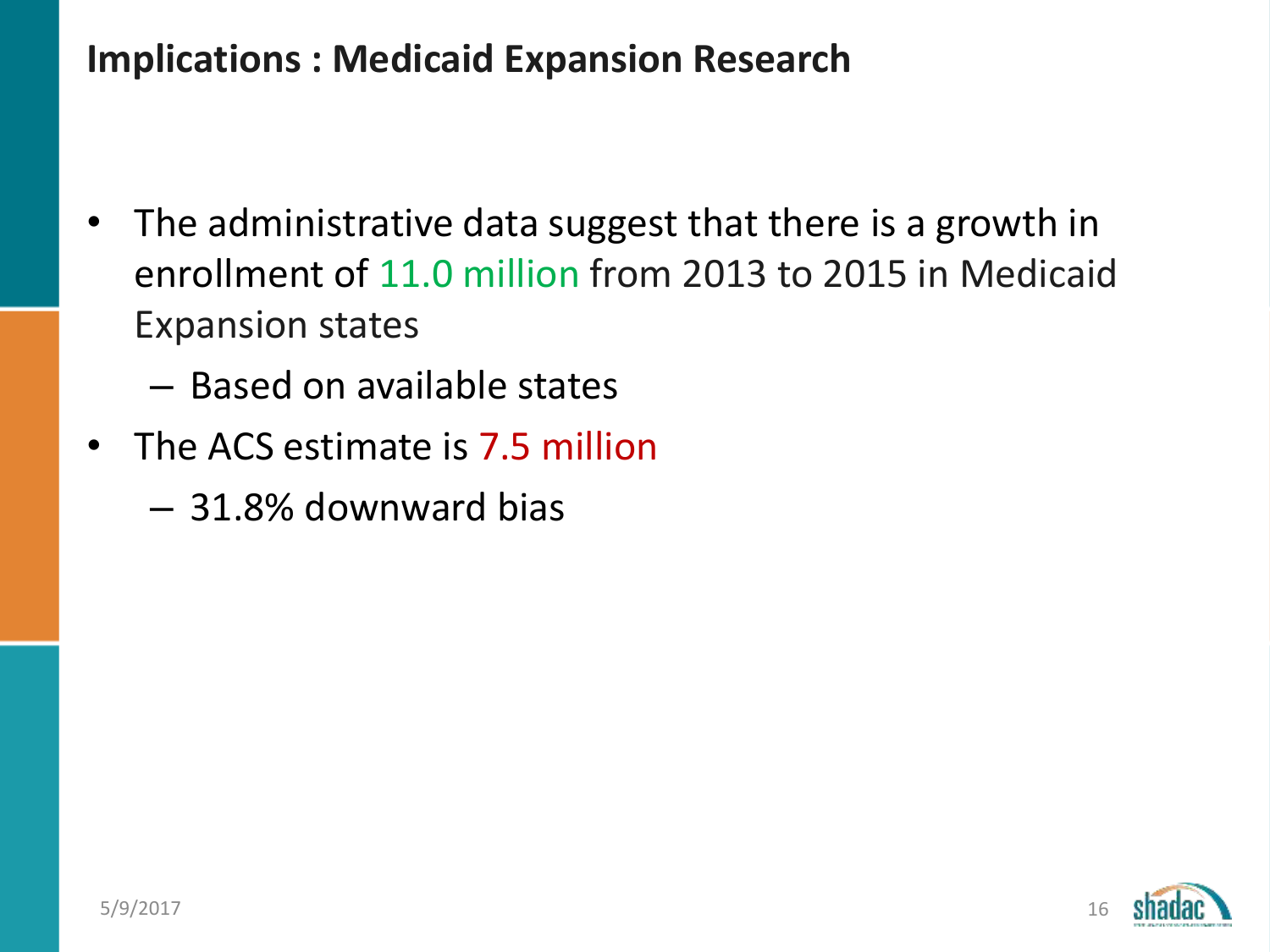# Implications : Medicaid Expansion Research

- The administrative data suggest that there is a growth in enrollment of 11.0 million from 2013 to 2015 in Medicaid Expansion states
  - Based on available states
- The ACS estimate is 7.5 million
  - 31.8% downward bias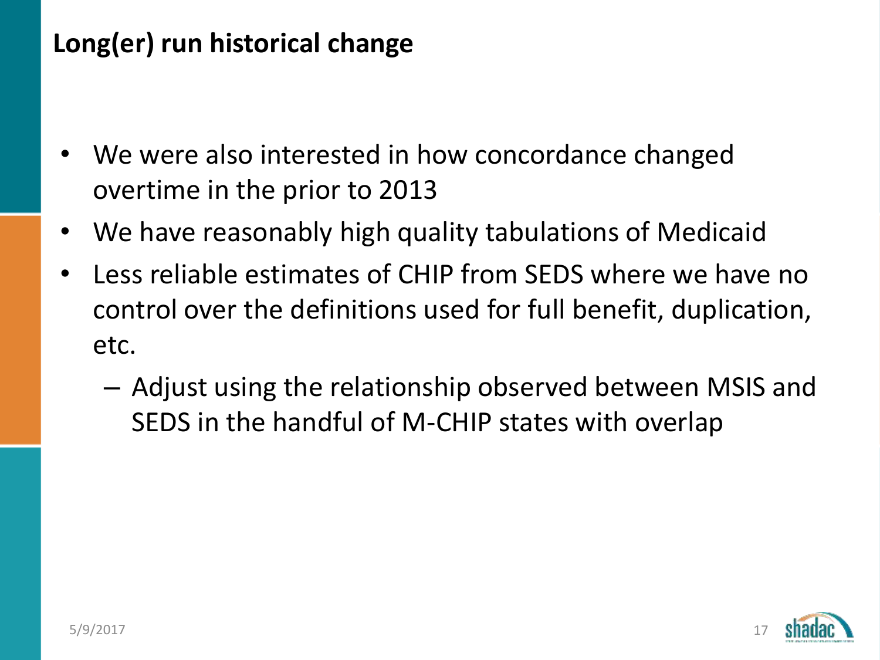# Long(er) run historical change

- We were also interested in how concordance changed overtime in the prior to 2013
- We have reasonably high quality tabulations of Medicaid
- Less reliable estimates of CHIP from SEDS where we have no control over the definitions used for full benefit, duplication, etc.
  - Adjust using the relationship observed between MSIS and SEDS in the handful of M-CHIP states with overlap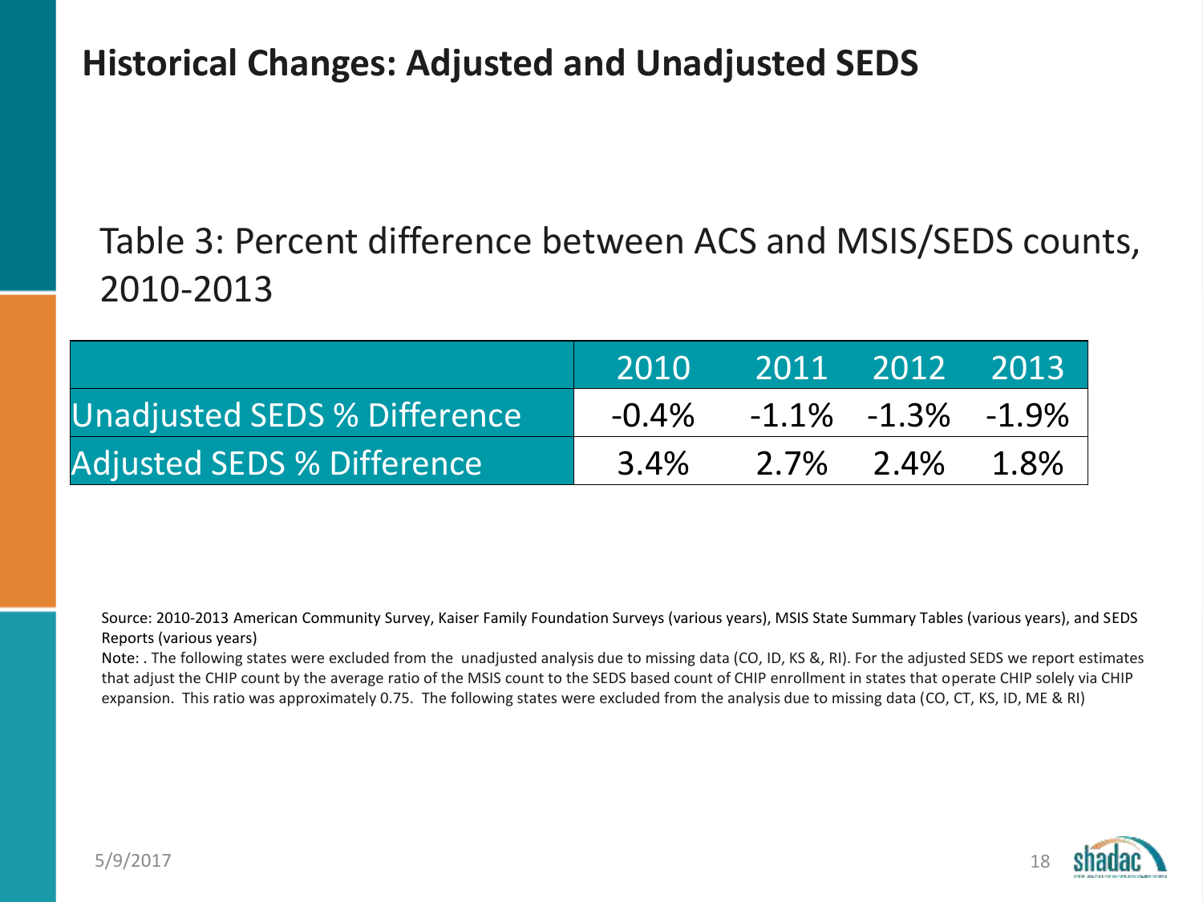# Historical Changes: Adjusted and Unadjusted SEDS

Table 3: Percent difference between ACS and MSIS/SEDS counts, 2010-2013

| | 2010 | 2011 | 2012 | 2013 |
|---|---|---|---|---|
| Unadjusted SEDS % Difference | -0.4% | -1.1% | -1.3% | -1.9% |
| Adjusted SEDS % Difference | 3.4% | 2.7% | 2.4% | 1.8% |

Source: 2010-2013 American Community Survey, Kaiser Family Foundation Surveys (various years), MSIS State Summary Tables (various years), and SEDS Reports (various years)

Note: . The following states were excluded from the unadjusted analysis due to missing data (CO, ID, KS &, RI). For the adjusted SEDS we report estimates that adjust the CHIP count by the average ratio of the MSIS count to the SEDS based count of CHIP enrollment in states that operate CHIP solely via CHIP expansion. This ratio was approximately 0.75. The following states were excluded from the analysis due to missing data (CO, CT, KS, ID, ME & RI)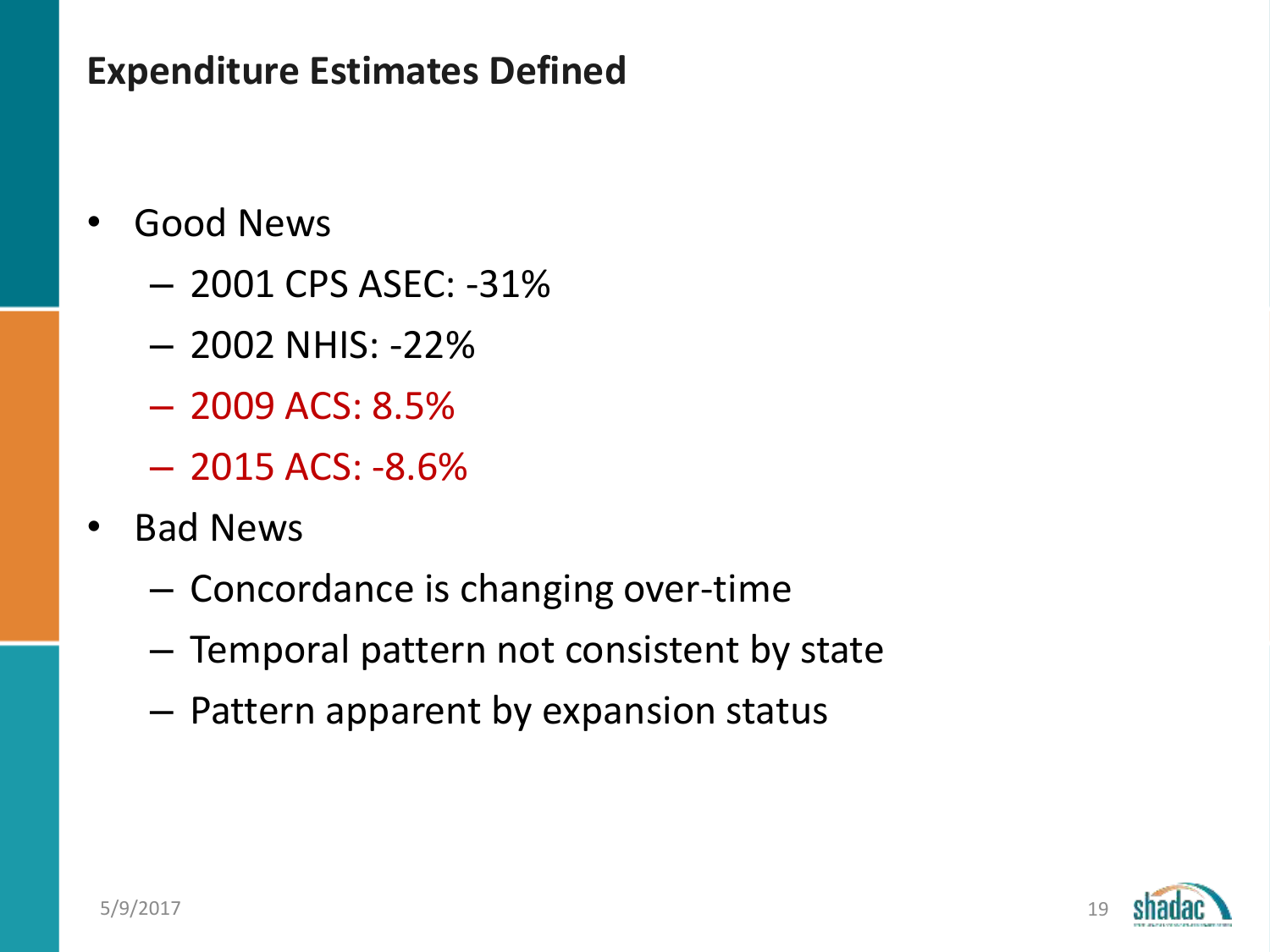## Expenditure Estimates Defined

- Good News
  - 2001 CPS ASEC: -31%
  - 2002 NHIS: -22%
  - 2009 ACS: 8.5%
  - 2015 ACS: -8.6%
- Bad News
  - Concordance is changing over-time
  - Temporal pattern not consistent by state
  - Pattern apparent by expansion status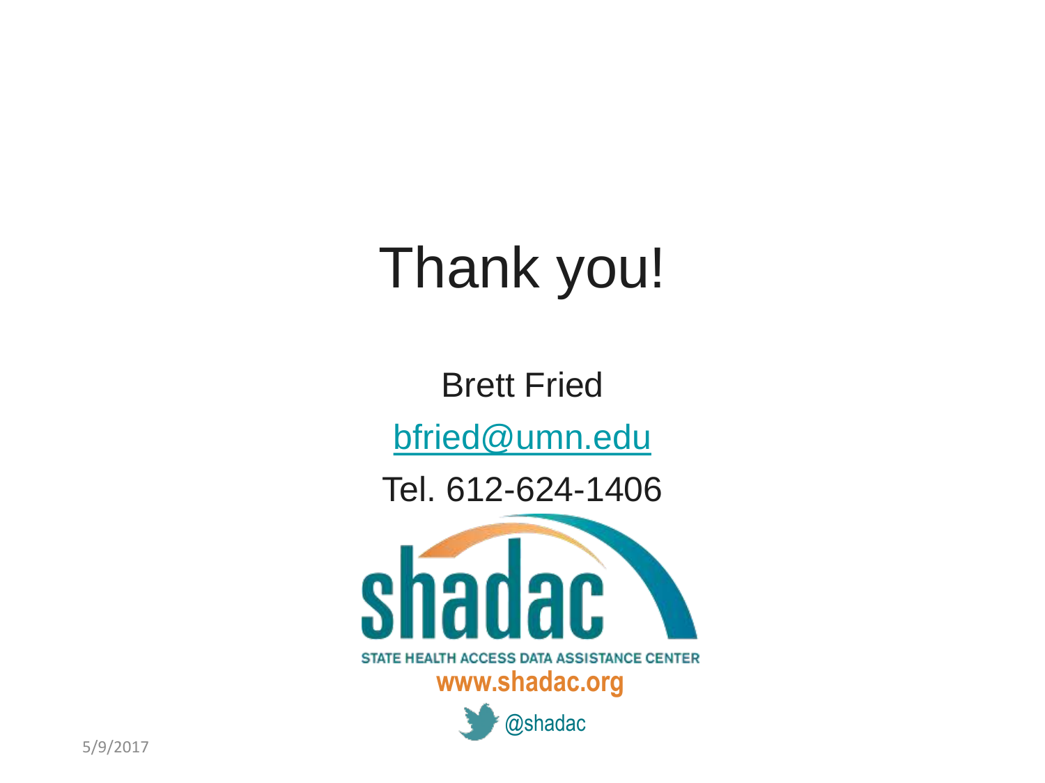# Thank you!

Brett Fried

bfried@umn.edu

Tel. 612-624-1406

shadac

STATE HEALTH ACCESS DATA ASSISTANCE CENTER

www.shadac.org

@shadac

5/9/2017